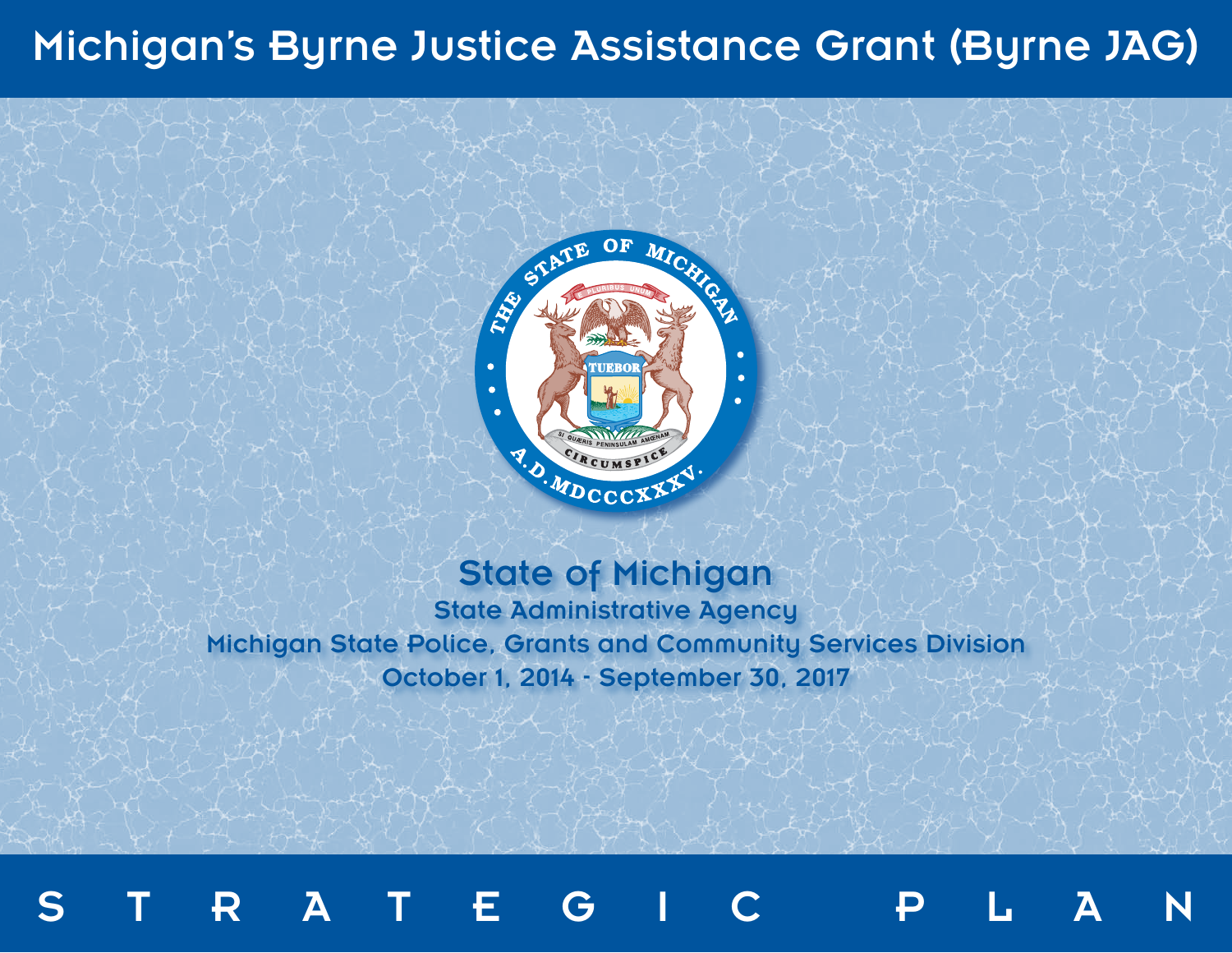# Michigan's Byrne Justice Assistance Grant (Byrne JAG)

## State of Michigan

**State Administrative Agency**

**Michigan State Police, Grants and Community Services Division**

**October 1, 2014 - September 30, 2017**

# STRATEGIC PLAN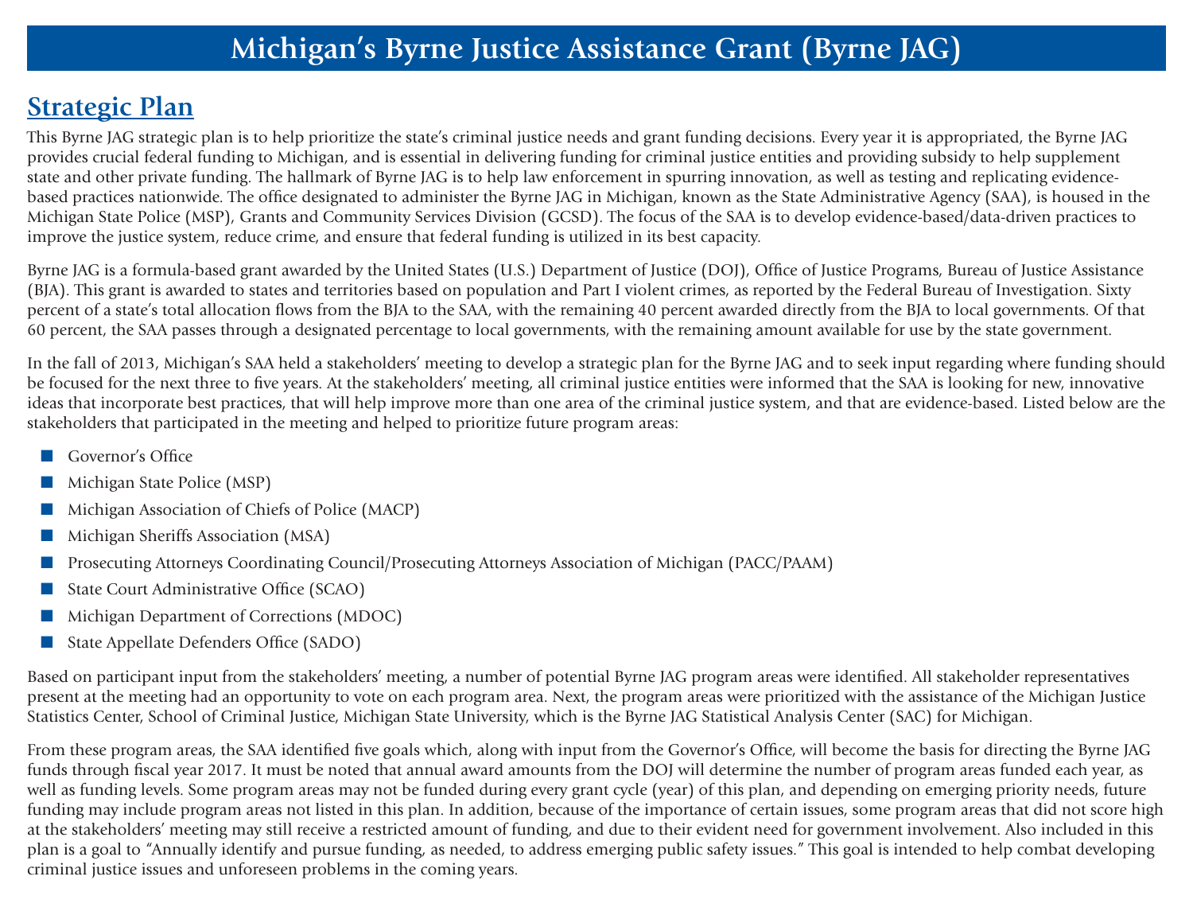# Michigan's Byrne Justice Assistance Grant (Byrne JAG)

## Strategic Plan

This Byrne JAG strategic plan is to help prioritize the state's criminal justice needs and grant funding decisions. Every year it is appropriated, the Byrne JAG provides crucial federal funding to Michigan, and is essential in delivering funding for criminal justice entities and providing subsidy to help supplement state and other private funding. The hallmark of Byrne JAG is to help law enforcement in spurring innovation, as well as testing and replicating evidence-based practices nationwide. The office designated to administer the Byrne JAG in Michigan, known as the State Administrative Agency (SAA), is housed in the Michigan State Police (MSP), Grants and Community Services Division (GCSD). The focus of the SAA is to develop evidence-based/data-driven practices to improve the justice system, reduce crime, and ensure that federal funding is utilized in its best capacity.

Byrne JAG is a formula-based grant awarded by the United States (U.S.) Department of Justice (DOJ), Office of Justice Programs, Bureau of Justice Assistance (BJA). This grant is awarded to states and territories based on population and Part I violent crimes, as reported by the Federal Bureau of Investigation. Sixty percent of a state's total allocation flows from the BJA to the SAA, with the remaining 40 percent awarded directly from the BJA to local governments. Of that 60 percent, the SAA passes through a designated percentage to local governments, with the remaining amount available for use by the state government.

In the fall of 2013, Michigan's SAA held a stakeholders' meeting to develop a strategic plan for the Byrne JAG and to seek input regarding where funding should be focused for the next three to five years. At the stakeholders' meeting, all criminal justice entities were informed that the SAA is looking for new, innovative ideas that incorporate best practices, that will help improve more than one area of the criminal justice system, and that are evidence-based. Listed below are the stakeholders that participated in the meeting and helped to prioritize future program areas:

- Governor's Office
- Michigan State Police (MSP)
- Michigan Association of Chiefs of Police (MACP)
- Michigan Sheriffs Association (MSA)
- Prosecuting Attorneys Coordinating Council/Prosecuting Attorneys Association of Michigan (PACC/PAAM)
- State Court Administrative Office (SCAO)
- Michigan Department of Corrections (MDOC)
- State Appellate Defenders Office (SADO)

Based on participant input from the stakeholders' meeting, a number of potential Byrne JAG program areas were identified. All stakeholder representatives present at the meeting had an opportunity to vote on each program area. Next, the program areas were prioritized with the assistance of the Michigan Justice Statistics Center, School of Criminal Justice, Michigan State University, which is the Byrne JAG Statistical Analysis Center (SAC) for Michigan.

From these program areas, the SAA identified five goals which, along with input from the Governor's Office, will become the basis for directing the Byrne JAG funds through fiscal year 2017. It must be noted that annual award amounts from the DOJ will determine the number of program areas funded each year, as well as funding levels. Some program areas may not be funded during every grant cycle (year) of this plan, and depending on emerging priority needs, future funding may include program areas not listed in this plan. In addition, because of the importance of certain issues, some program areas that did not score high at the stakeholders' meeting may still receive a restricted amount of funding, and due to their evident need for government involvement. Also included in this plan is a goal to "Annually identify and pursue funding, as needed, to address emerging public safety issues." This goal is intended to help combat developing criminal justice issues and unforeseen problems in the coming years.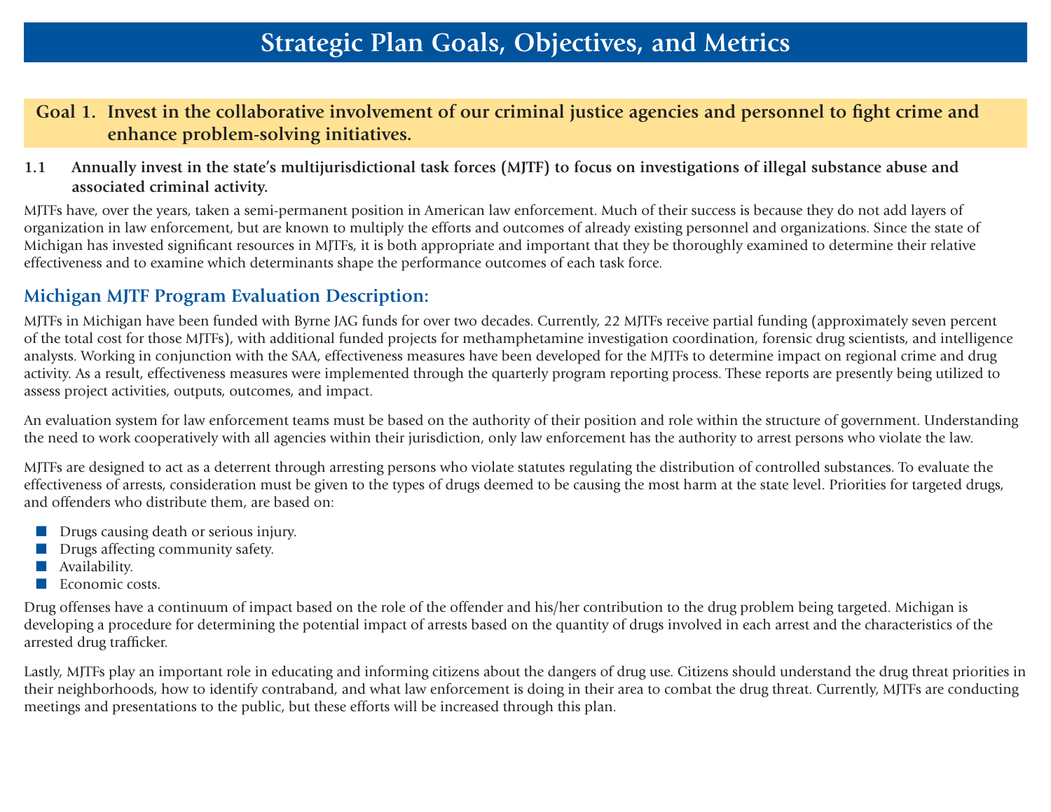# Strategic Plan Goals, Objectives, and Metrics

## Goal 1. Invest in the collaborative involvement of our criminal justice agencies and personnel to fight crime and enhance problem-solving initiatives.

### 1.1 Annually invest in the state's multijurisdictional task forces (MJTF) to focus on investigations of illegal substance abuse and associated criminal activity.

MJTFs have, over the years, taken a semi-permanent position in American law enforcement. Much of their success is because they do not add layers of organization in law enforcement, but are known to multiply the efforts and outcomes of already existing personnel and organizations. Since the state of Michigan has invested significant resources in MJTFs, it is both appropriate and important that they be thoroughly examined to determine their relative effectiveness and to examine which determinants shape the performance outcomes of each task force.

## Michigan MJTF Program Evaluation Description:

MJTFs in Michigan have been funded with Byrne JAG funds for over two decades. Currently, 22 MJTFs receive partial funding (approximately seven percent of the total cost for those MJTFs), with additional funded projects for methamphetamine investigation coordination, forensic drug scientists, and intelligence analysts. Working in conjunction with the SAA, effectiveness measures have been developed for the MJTFs to determine impact on regional crime and drug activity. As a result, effectiveness measures were implemented through the quarterly program reporting process. These reports are presently being utilized to assess project activities, outputs, outcomes, and impact.

An evaluation system for law enforcement teams must be based on the authority of their position and role within the structure of government. Understanding the need to work cooperatively with all agencies within their jurisdiction, only law enforcement has the authority to arrest persons who violate the law.

MJTFs are designed to act as a deterrent through arresting persons who violate statutes regulating the distribution of controlled substances. To evaluate the effectiveness of arrests, consideration must be given to the types of drugs deemed to be causing the most harm at the state level. Priorities for targeted drugs, and offenders who distribute them, are based on:

- Drugs causing death or serious injury.
- Drugs affecting community safety.
- Availability.
- Economic costs.

Drug offenses have a continuum of impact based on the role of the offender and his/her contribution to the drug problem being targeted. Michigan is developing a procedure for determining the potential impact of arrests based on the quantity of drugs involved in each arrest and the characteristics of the arrested drug trafficker.

Lastly, MJTFs play an important role in educating and informing citizens about the dangers of drug use. Citizens should understand the drug threat priorities in their neighborhoods, how to identify contraband, and what law enforcement is doing in their area to combat the drug threat. Currently, MJTFs are conducting meetings and presentations to the public, but these efforts will be increased through this plan.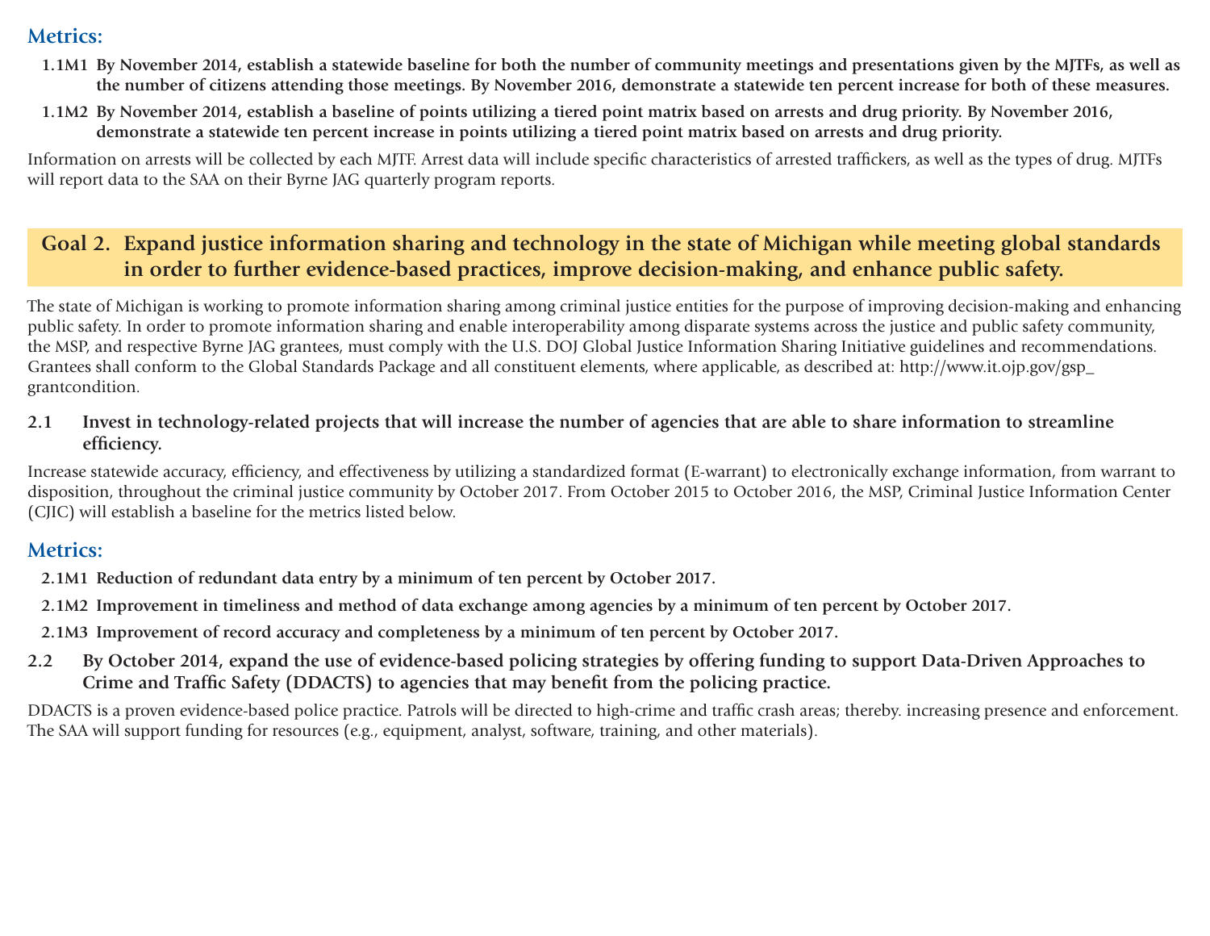### Metrics:

- **1.1M1 By November 2014, establish a statewide baseline for both the number of community meetings and presentations given by the MJTFs, as well as the number of citizens attending those meetings. By November 2016, demonstrate a statewide ten percent increase for both of these measures.**
- **1.1M2 By November 2014, establish a baseline of points utilizing a tiered point matrix based on arrests and drug priority. By November 2016, demonstrate a statewide ten percent increase in points utilizing a tiered point matrix based on arrests and drug priority.**

Information on arrests will be collected by each MJTF. Arrest data will include specific characteristics of arrested traffickers, as well as the types of drug. MJTFs will report data to the SAA on their Byrne JAG quarterly program reports.

## Goal 2. Expand justice information sharing and technology in the state of Michigan while meeting global standards in order to further evidence-based practices, improve decision-making, and enhance public safety.

The state of Michigan is working to promote information sharing among criminal justice entities for the purpose of improving decision-making and enhancing public safety. In order to promote information sharing and enable interoperability among disparate systems across the justice and public safety community, the MSP, and respective Byrne JAG grantees, must comply with the U.S. DOJ Global Justice Information Sharing Initiative guidelines and recommendations. Grantees shall conform to the Global Standards Package and all constituent elements, where applicable, as described at: http://www.it.ojp.gov/gsp_grantcondition.

**2.1 Invest in technology-related projects that will increase the number of agencies that are able to share information to streamline efficiency.**

Increase statewide accuracy, efficiency, and effectiveness by utilizing a standardized format (E-warrant) to electronically exchange information, from warrant to disposition, throughout the criminal justice community by October 2017. From October 2015 to October 2016, the MSP, Criminal Justice Information Center (CJIC) will establish a baseline for the metrics listed below.

### Metrics:

- **2.1M1 Reduction of redundant data entry by a minimum of ten percent by October 2017.**
- **2.1M2 Improvement in timeliness and method of data exchange among agencies by a minimum of ten percent by October 2017.**
- **2.1M3 Improvement of record accuracy and completeness by a minimum of ten percent by October 2017.**

**2.2 By October 2014, expand the use of evidence-based policing strategies by offering funding to support Data-Driven Approaches to Crime and Traffic Safety (DDACTS) to agencies that may benefit from the policing practice.**

DDACTS is a proven evidence-based police practice. Patrols will be directed to high-crime and traffic crash areas; thereby. increasing presence and enforcement. The SAA will support funding for resources (e.g., equipment, analyst, software, training, and other materials).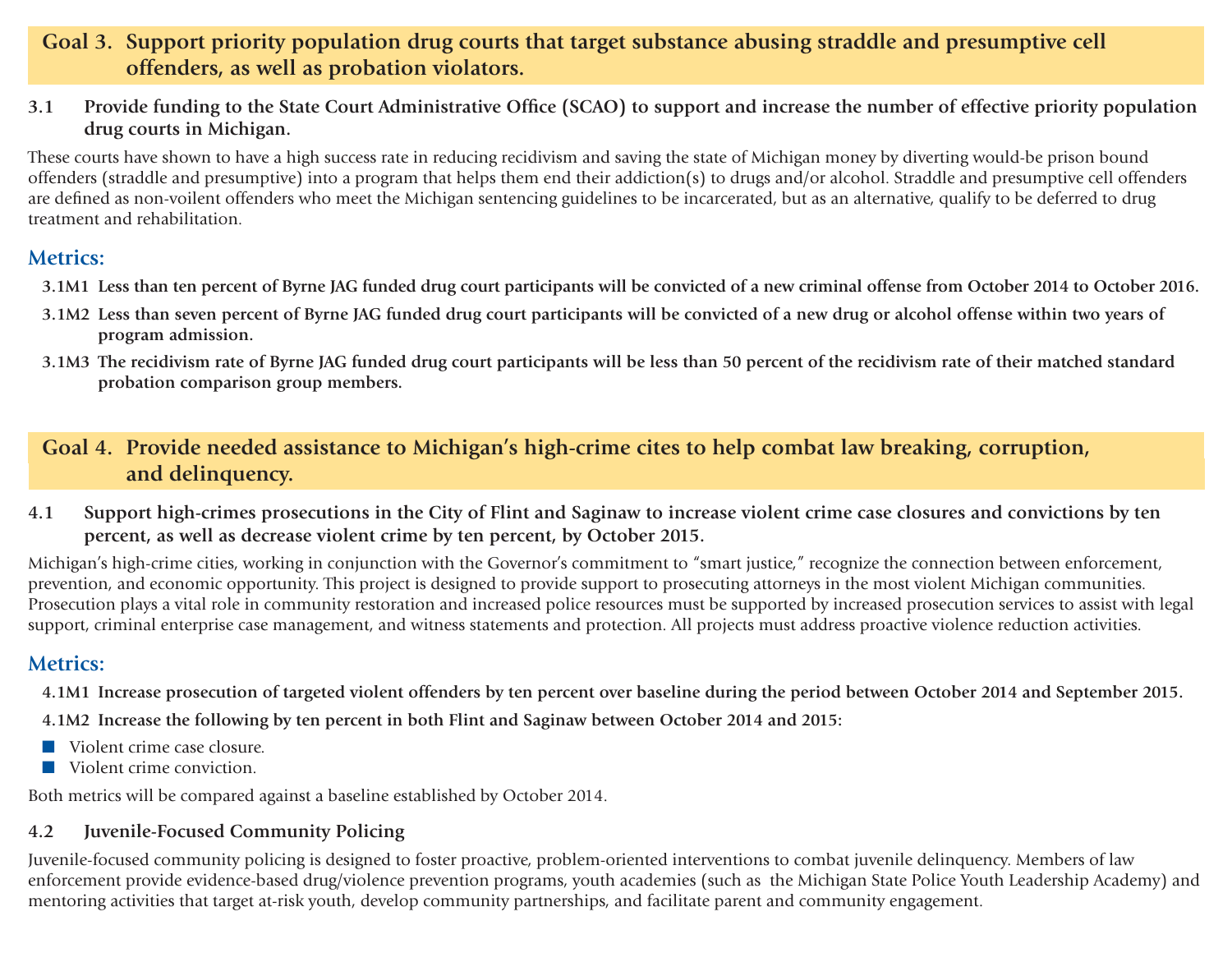## Goal 3. Support priority population drug courts that target substance abusing straddle and presumptive cell offenders, as well as probation violators.

### 3.1 Provide funding to the State Court Administrative Office (SCAO) to support and increase the number of effective priority population drug courts in Michigan.

These courts have shown to have a high success rate in reducing recidivism and saving the state of Michigan money by diverting would-be prison bound offenders (straddle and presumptive) into a program that helps them end their addiction(s) to drugs and/or alcohol. Straddle and presumptive cell offenders are defined as non-voilent offenders who meet the Michigan sentencing guidelines to be incarcerated, but as an alternative, qualify to be deferred to drug treatment and rehabilitation.

### Metrics:

**3.1M1 Less than ten percent of Byrne JAG funded drug court participants will be convicted of a new criminal offense from October 2014 to October 2016.**

**3.1M2 Less than seven percent of Byrne JAG funded drug court participants will be convicted of a new drug or alcohol offense within two years of program admission.**

**3.1M3 The recidivism rate of Byrne JAG funded drug court participants will be less than 50 percent of the recidivism rate of their matched standard probation comparison group members.**

## Goal 4. Provide needed assistance to Michigan's high-crime cites to help combat law breaking, corruption, and delinquency.

### 4.1 Support high-crimes prosecutions in the City of Flint and Saginaw to increase violent crime case closures and convictions by ten percent, as well as decrease violent crime by ten percent, by October 2015.

Michigan's high-crime cities, working in conjunction with the Governor's commitment to "smart justice," recognize the connection between enforcement, prevention, and economic opportunity. This project is designed to provide support to prosecuting attorneys in the most violent Michigan communities. Prosecution plays a vital role in community restoration and increased police resources must be supported by increased prosecution services to assist with legal support, criminal enterprise case management, and witness statements and protection. All projects must address proactive violence reduction activities.

### Metrics:

**4.1M1 Increase prosecution of targeted violent offenders by ten percent over baseline during the period between October 2014 and September 2015.**

**4.1M2 Increase the following by ten percent in both Flint and Saginaw between October 2014 and 2015:**

- Violent crime case closure.
- Violent crime conviction.

Both metrics will be compared against a baseline established by October 2014.

### 4.2 Juvenile-Focused Community Policing

Juvenile-focused community policing is designed to foster proactive, problem-oriented interventions to combat juvenile delinquency. Members of law enforcement provide evidence-based drug/violence prevention programs, youth academies (such as the Michigan State Police Youth Leadership Academy) and mentoring activities that target at-risk youth, develop community partnerships, and facilitate parent and community engagement.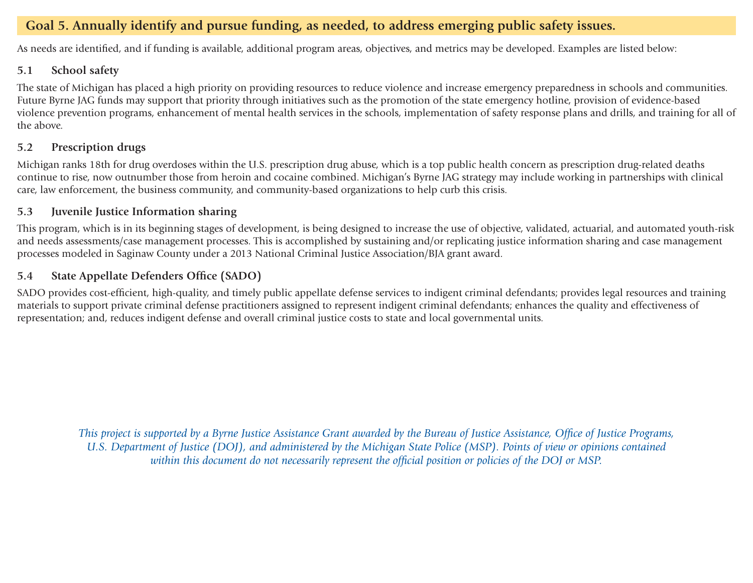## Goal 5. Annually identify and pursue funding, as needed, to address emerging public safety issues.

As needs are identified, and if funding is available, additional program areas, objectives, and metrics may be developed. Examples are listed below:

### 5.1 School safety

The state of Michigan has placed a high priority on providing resources to reduce violence and increase emergency preparedness in schools and communities. Future Byrne JAG funds may support that priority through initiatives such as the promotion of the state emergency hotline, provision of evidence-based violence prevention programs, enhancement of mental health services in the schools, implementation of safety response plans and drills, and training for all of the above.

### 5.2 Prescription drugs

Michigan ranks 18th for drug overdoses within the U.S. prescription drug abuse, which is a top public health concern as prescription drug-related deaths continue to rise, now outnumber those from heroin and cocaine combined. Michigan's Byrne JAG strategy may include working in partnerships with clinical care, law enforcement, the business community, and community-based organizations to help curb this crisis.

### 5.3 Juvenile Justice Information sharing

This program, which is in its beginning stages of development, is being designed to increase the use of objective, validated, actuarial, and automated youth-risk and needs assessments/case management processes. This is accomplished by sustaining and/or replicating justice information sharing and case management processes modeled in Saginaw County under a 2013 National Criminal Justice Association/BJA grant award.

### 5.4 State Appellate Defenders Office (SADO)

SADO provides cost-efficient, high-quality, and timely public appellate defense services to indigent criminal defendants; provides legal resources and training materials to support private criminal defense practitioners assigned to represent indigent criminal defendants; enhances the quality and effectiveness of representation; and, reduces indigent defense and overall criminal justice costs to state and local governmental units.

*This project is supported by a Byrne Justice Assistance Grant awarded by the Bureau of Justice Assistance, Office of Justice Programs, U.S. Department of Justice (DOJ), and administered by the Michigan State Police (MSP). Points of view or opinions contained within this document do not necessarily represent the official position or policies of the DOJ or MSP.*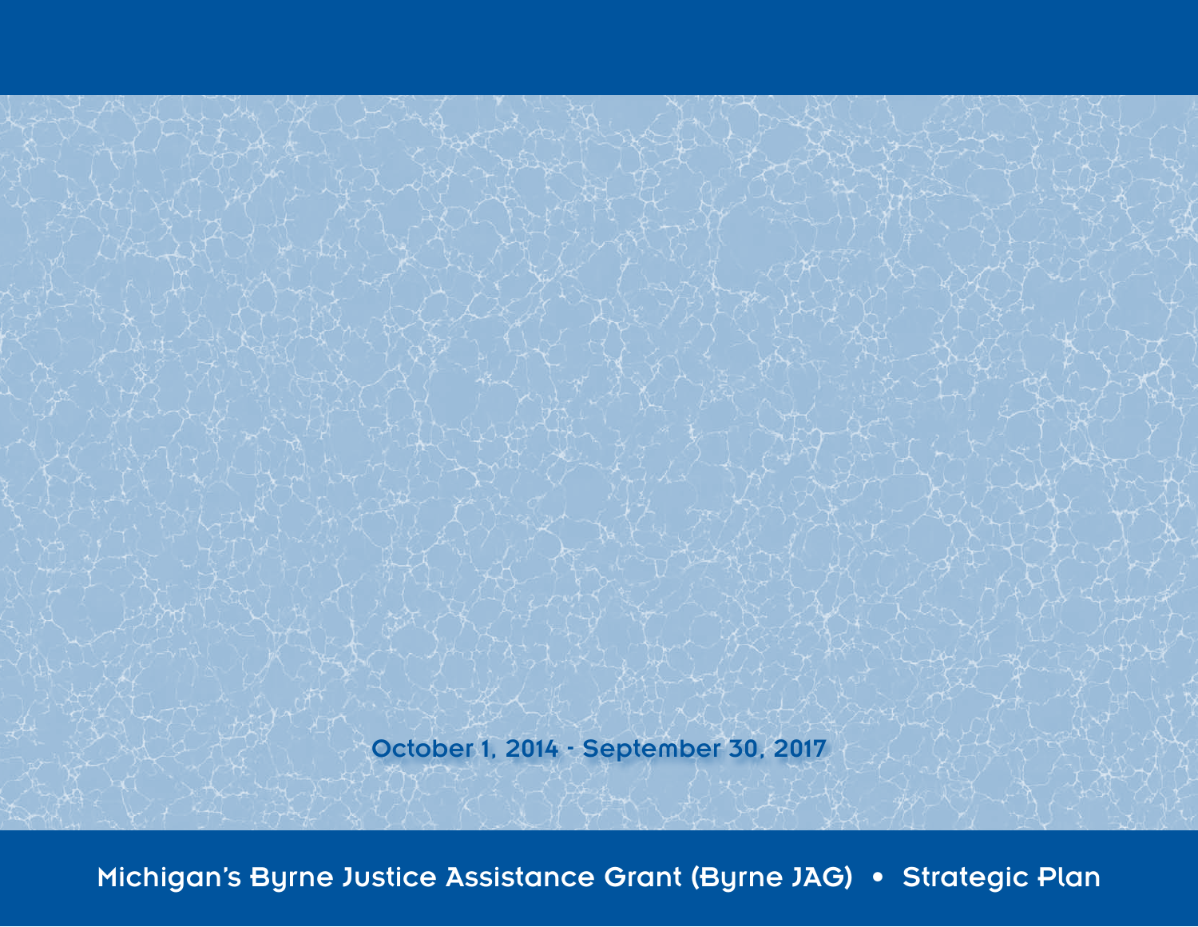October 1, 2014 - September 30, 2017

Michigan's Byrne Justice Assistance Grant (Byrne JAG) • Strategic Plan